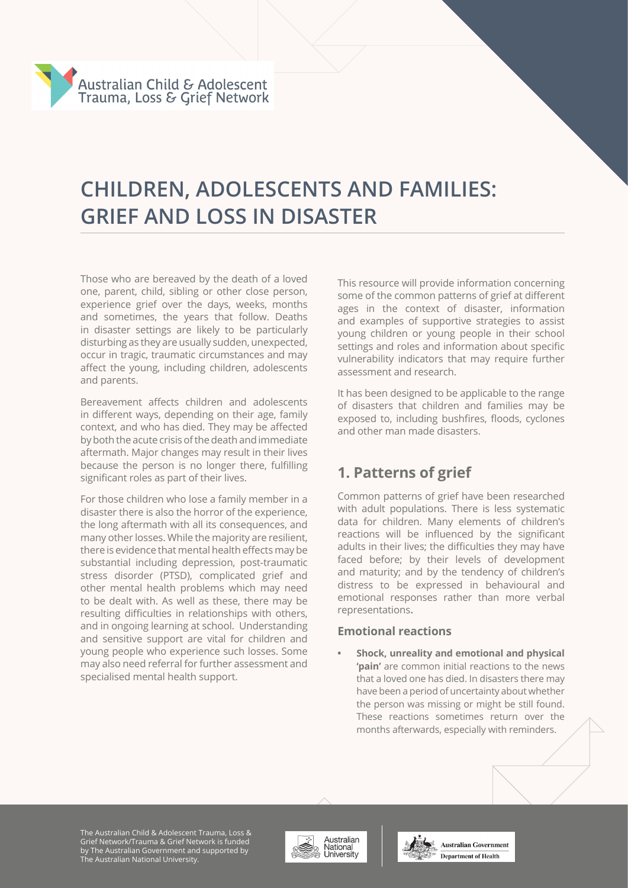Australian Child & Adolescent Trauma, Loss & Grief Network

# CHILDREN, ADOLESCENTS AND FAMILIES: GRIEF AND LOSS IN DISASTER

Those who are bereaved by the death of a loved one, parent, child, sibling or other close person, experience grief over the days, weeks, months and sometimes, the years that follow. Deaths in disaster settings are likely to be particularly disturbing as they are usually sudden, unexpected, occur in tragic, traumatic circumstances and may affect the young, including children, adolescents and parents.

Bereavement affects children and adolescents in different ways, depending on their age, family context, and who has died. They may be affected by both the acute crisis of the death and immediate aftermath. Major changes may result in their lives because the person is no longer there, fulfilling significant roles as part of their lives.

For those children who lose a family member in a disaster there is also the horror of the experience, the long aftermath with all its consequences, and many other losses. While the majority are resilient, there is evidence that mental health effects may be substantial including depression, post-traumatic stress disorder (PTSD), complicated grief and other mental health problems which may need to be dealt with. As well as these, there may be resulting difficulties in relationships with others, and in ongoing learning at school. Understanding and sensitive support are vital for children and young people who experience such losses. Some may also need referral for further assessment and specialised mental health support.

This resource will provide information concerning some of the common patterns of grief at different ages in the context of disaster, information and examples of supportive strategies to assist young children or young people in their school settings and roles and information about specific vulnerability indicators that may require further assessment and research.

It has been designed to be applicable to the range of disasters that children and families may be exposed to, including bushfires, floods, cyclones and other man made disasters.

## 1. Patterns of grief

Common patterns of grief have been researched with adult populations. There is less systematic data for children. Many elements of children's reactions will be influenced by the significant adults in their lives; the difficulties they may have faced before; by their levels of development and maturity; and by the tendency of children's distress to be expressed in behavioural and emotional responses rather than more verbal representations.

### Emotional reactions

- **Shock, unreality and emotional and physical 'pain'** are common initial reactions to the news that a loved one has died. In disasters there may have been a period of uncertainty about whether the person was missing or might be still found. These reactions sometimes return over the months afterwards, especially with reminders.

The Australian Child & Adolescent Trauma, Loss & Grief Network/Trauma & Grief Network is funded by The Australian Government and supported by The Australian National University.

Australian National University

Australian Government Department of Health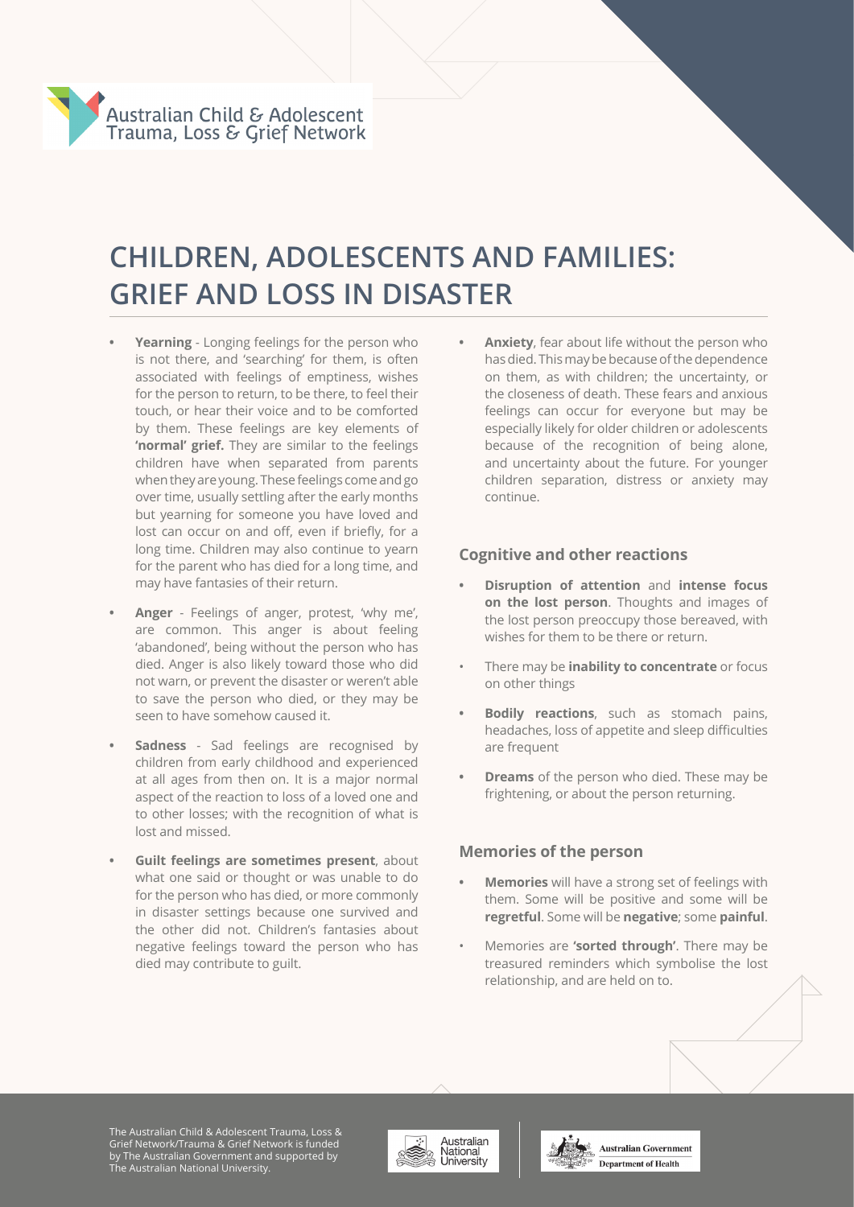Australian Child & Adolescent Trauma, Loss & Grief Network

# CHILDREN, ADOLESCENTS AND FAMILIES: GRIEF AND LOSS IN DISASTER

- **Yearning** - Longing feelings for the person who is not there, and 'searching' for them, is often associated with feelings of emptiness, wishes for the person to return, to be there, to feel their touch, or hear their voice and to be comforted by them. These feelings are key elements of **'normal' grief.** They are similar to the feelings children have when separated from parents when they are young. These feelings come and go over time, usually settling after the early months but yearning for someone you have loved and lost can occur on and off, even if briefly, for a long time. Children may also continue to yearn for the parent who has died for a long time, and may have fantasies of their return.
- **Anger** - Feelings of anger, protest, 'why me', are common. This anger is about feeling 'abandoned', being without the person who has died. Anger is also likely toward those who did not warn, or prevent the disaster or weren't able to save the person who died, or they may be seen to have somehow caused it.
- **Sadness** - Sad feelings are recognised by children from early childhood and experienced at all ages from then on. It is a major normal aspect of the reaction to loss of a loved one and to other losses; with the recognition of what is lost and missed.
- **Guilt feelings are sometimes present**, about what one said or thought or was unable to do for the person who has died, or more commonly in disaster settings because one survived and the other did not. Children's fantasies about negative feelings toward the person who has died may contribute to guilt.
- **Anxiety**, fear about life without the person who has died. This may be because of the dependence on them, as with children; the uncertainty, or the closeness of death. These fears and anxious feelings can occur for everyone but may be especially likely for older children or adolescents because of the recognition of being alone, and uncertainty about the future. For younger children separation, distress or anxiety may continue.

### Cognitive and other reactions

- **Disruption of attention** and **intense focus on the lost person**. Thoughts and images of the lost person preoccupy those bereaved, with wishes for them to be there or return.
- There may be **inability to concentrate** or focus on other things
- **Bodily reactions**, such as stomach pains, headaches, loss of appetite and sleep difficulties are frequent
- **Dreams** of the person who died. These may be frightening, or about the person returning.

### Memories of the person

- **Memories** will have a strong set of feelings with them. Some will be positive and some will be **regretful**. Some will be **negative**; some **painful**.
- Memories are **'sorted through'**. There may be treasured reminders which symbolise the lost relationship, and are held on to.

The Australian Child & Adolescent Trauma, Loss & Grief Network/Trauma & Grief Network is funded by The Australian Government and supported by The Australian National University.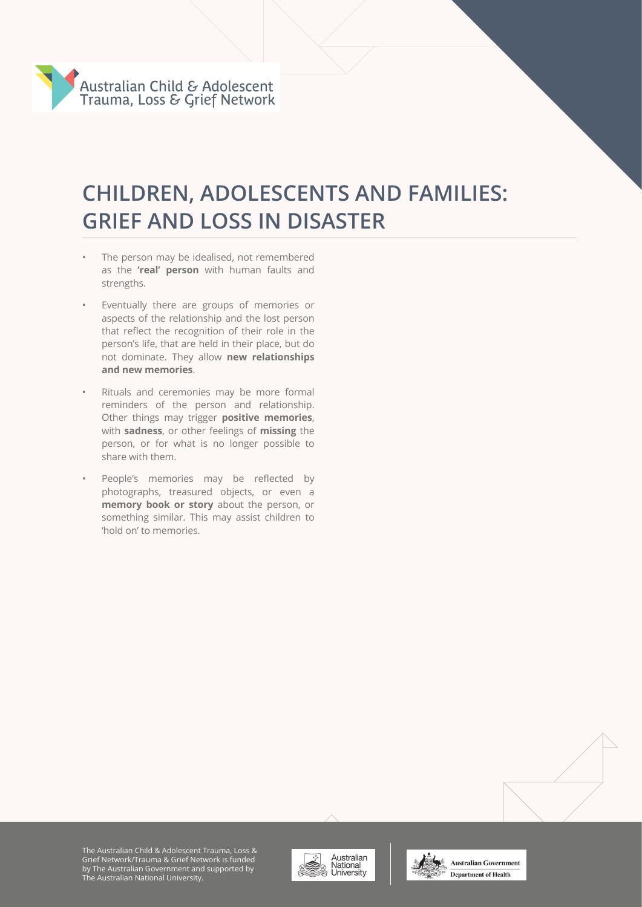# CHILDREN, ADOLESCENTS AND FAMILIES: GRIEF AND LOSS IN DISASTER

- The person may be idealised, not remembered as the **'real' person** with human faults and strengths.
- Eventually there are groups of memories or aspects of the relationship and the lost person that reflect the recognition of their role in the person's life, that are held in their place, but do not dominate. They allow **new relationships and new memories**.
- Rituals and ceremonies may be more formal reminders of the person and relationship. Other things may trigger **positive memories**, with **sadness**, or other feelings of **missing** the person, or for what is no longer possible to share with them.
- People's memories may be reflected by photographs, treasured objects, or even a **memory book or story** about the person, or something similar. This may assist children to 'hold on' to memories.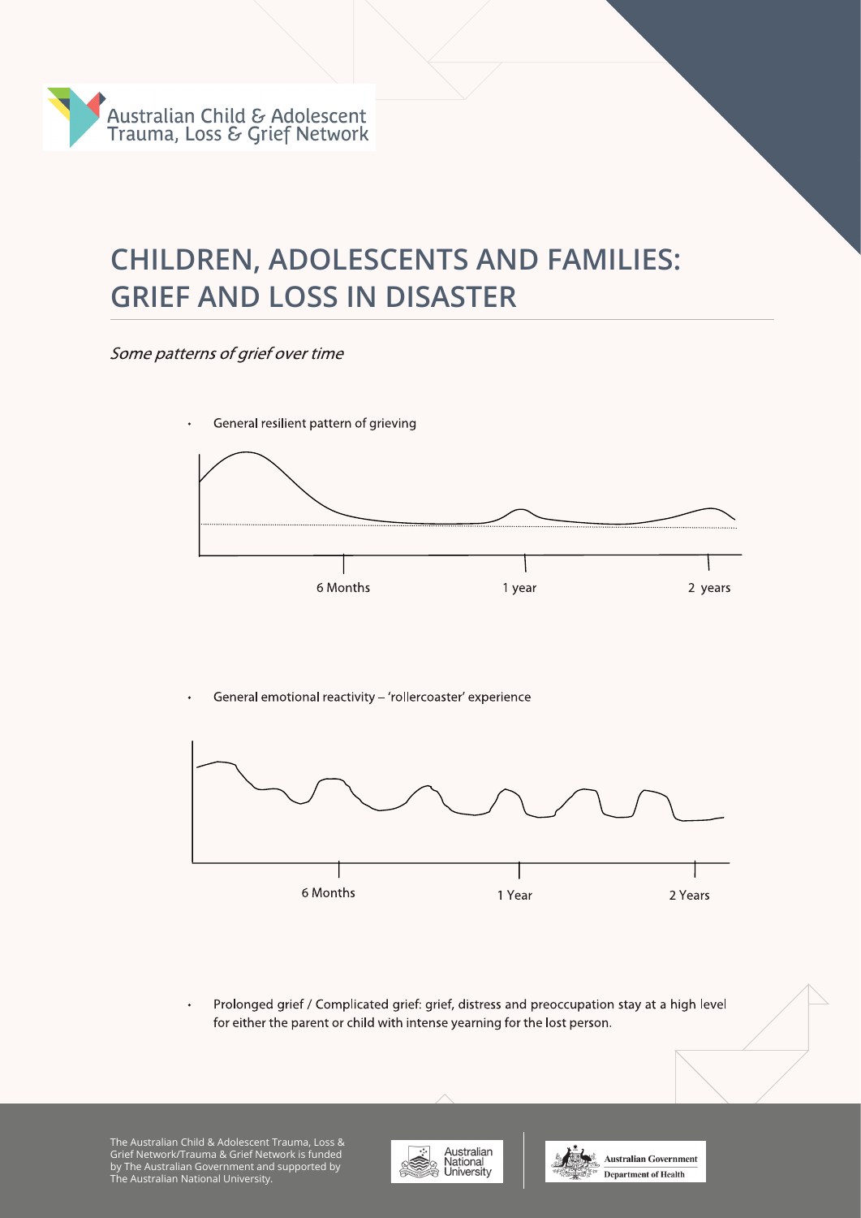# CHILDREN, ADOLESCENTS AND FAMILIES: GRIEF AND LOSS IN DISASTER

*Some patterns of grief over time*

- General resilient pattern of grieving

6 Months

1 year

2 years

- General emotional reactivity – 'rollercoaster' experience

6 Months

1 Year

2 Years

- Prolonged grief / Complicated grief: grief, distress and preoccupation stay at a high level for either the parent or child with intense yearning for the lost person.

The Australian Child & Adolescent Trauma, Loss & Grief Network/Trauma & Grief Network is funded by The Australian Government and supported by The Australian National University.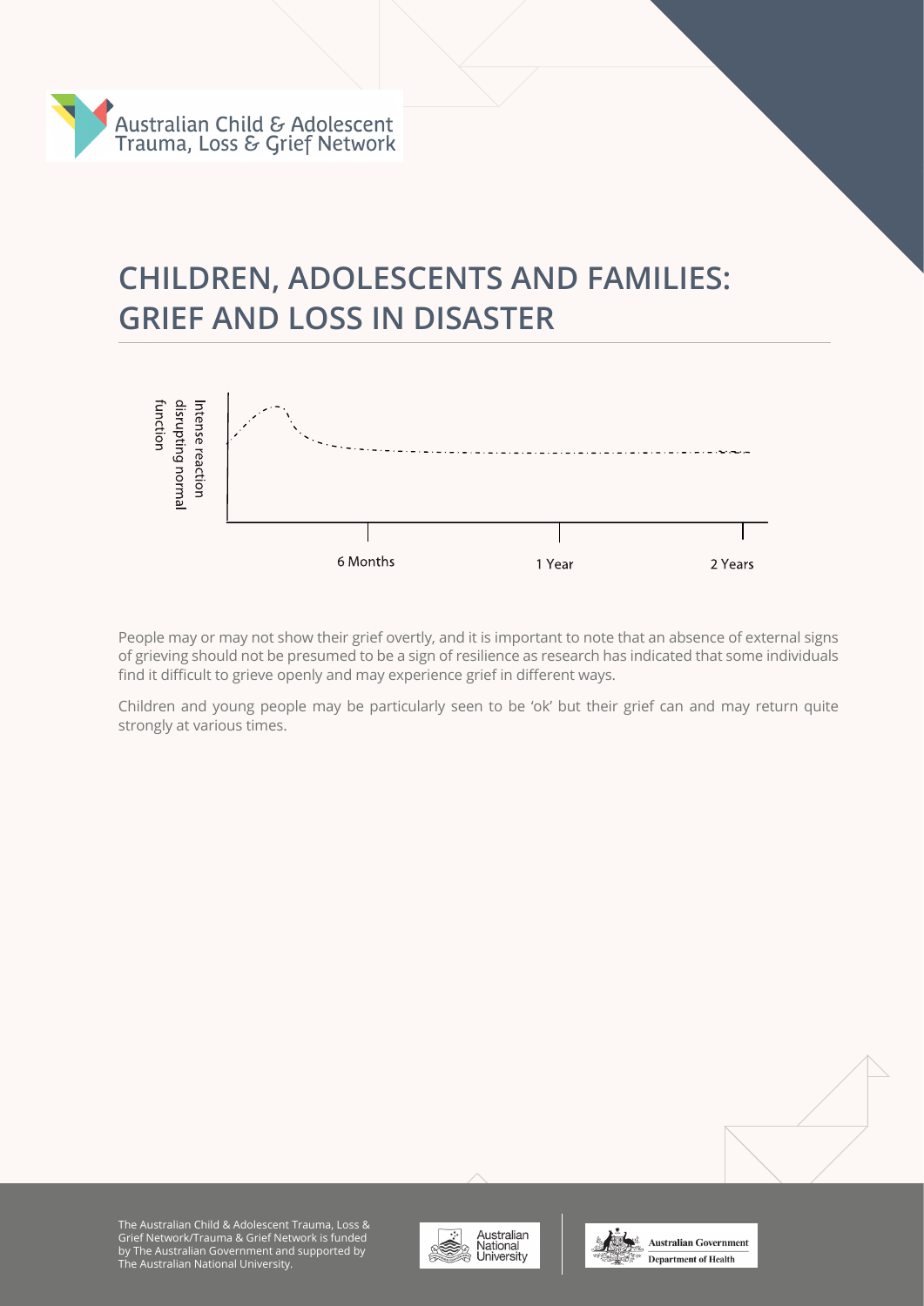# CHILDREN, ADOLESCENTS AND FAMILIES: GRIEF AND LOSS IN DISASTER

Intense reaction disrupting normal function

6 Months

1 Year

2 Years

People may or may not show their grief overtly, and it is important to note that an absence of external signs of grieving should not be presumed to be a sign of resilience as research has indicated that some individuals find it difficult to grieve openly and may experience grief in different ways.

Children and young people may be particularly seen to be 'ok' but their grief can and may return quite strongly at various times.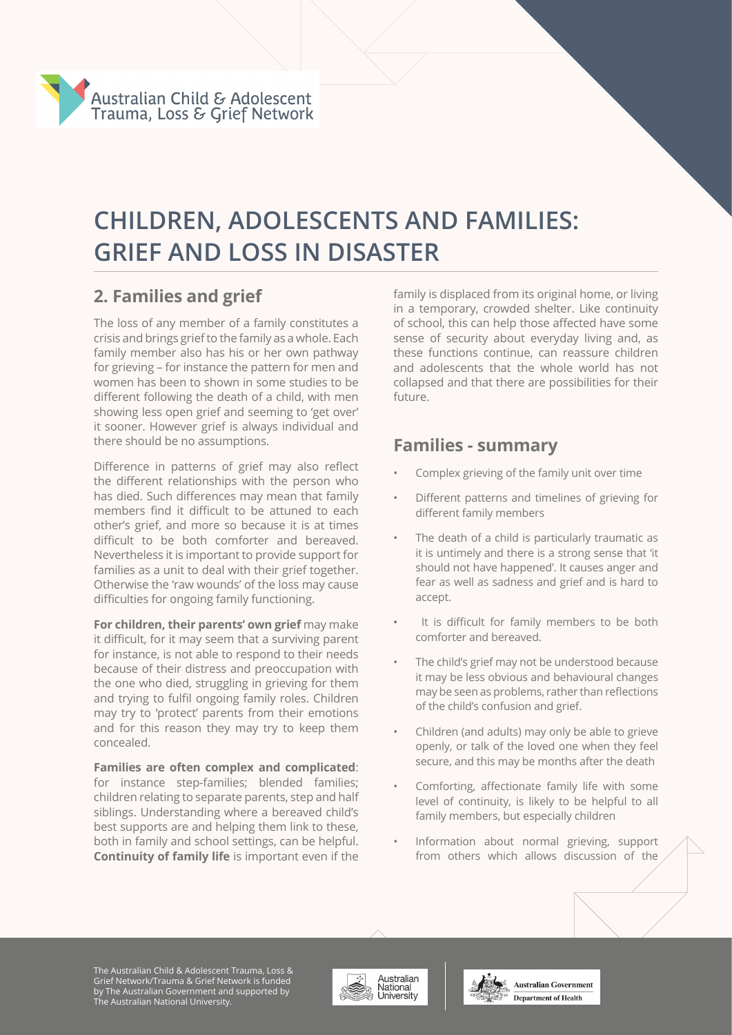# CHILDREN, ADOLESCENTS AND FAMILIES: GRIEF AND LOSS IN DISASTER

## 2. Families and grief

The loss of any member of a family constitutes a crisis and brings grief to the family as a whole. Each family member also has his or her own pathway for grieving – for instance the pattern for men and women has been to shown in some studies to be different following the death of a child, with men showing less open grief and seeming to 'get over' it sooner. However grief is always individual and there should be no assumptions.

Difference in patterns of grief may also reflect the different relationships with the person who has died. Such differences may mean that family members find it difficult to be attuned to each other's grief, and more so because it is at times difficult to be both comforter and bereaved. Nevertheless it is important to provide support for families as a unit to deal with their grief together. Otherwise the 'raw wounds' of the loss may cause difficulties for ongoing family functioning.

**For children, their parents' own grief** may make it difficult, for it may seem that a surviving parent for instance, is not able to respond to their needs because of their distress and preoccupation with the one who died, struggling in grieving for them and trying to fulfil ongoing family roles. Children may try to 'protect' parents from their emotions and for this reason they may try to keep them concealed.

**Families are often complex and complicated**: for instance step-families; blended families; children relating to separate parents, step and half siblings. Understanding where a bereaved child's best supports are and helping them link to these, both in family and school settings, can be helpful. **Continuity of family life** is important even if the family is displaced from its original home, or living in a temporary, crowded shelter. Like continuity of school, this can help those affected have some sense of security about everyday living and, as these functions continue, can reassure children and adolescents that the whole world has not collapsed and that there are possibilities for their future.

## Families - summary

- Complex grieving of the family unit over time
- Different patterns and timelines of grieving for different family members
- The death of a child is particularly traumatic as it is untimely and there is a strong sense that 'it should not have happened'. It causes anger and fear as well as sadness and grief and is hard to accept.
- It is difficult for family members to be both comforter and bereaved.
- The child's grief may not be understood because it may be less obvious and behavioural changes may be seen as problems, rather than reflections of the child's confusion and grief.
- Children (and adults) may only be able to grieve openly, or talk of the loved one when they feel secure, and this may be months after the death
- Comforting, affectionate family life with some level of continuity, is likely to be helpful to all family members, but especially children
- Information about normal grieving, support from others which allows discussion of the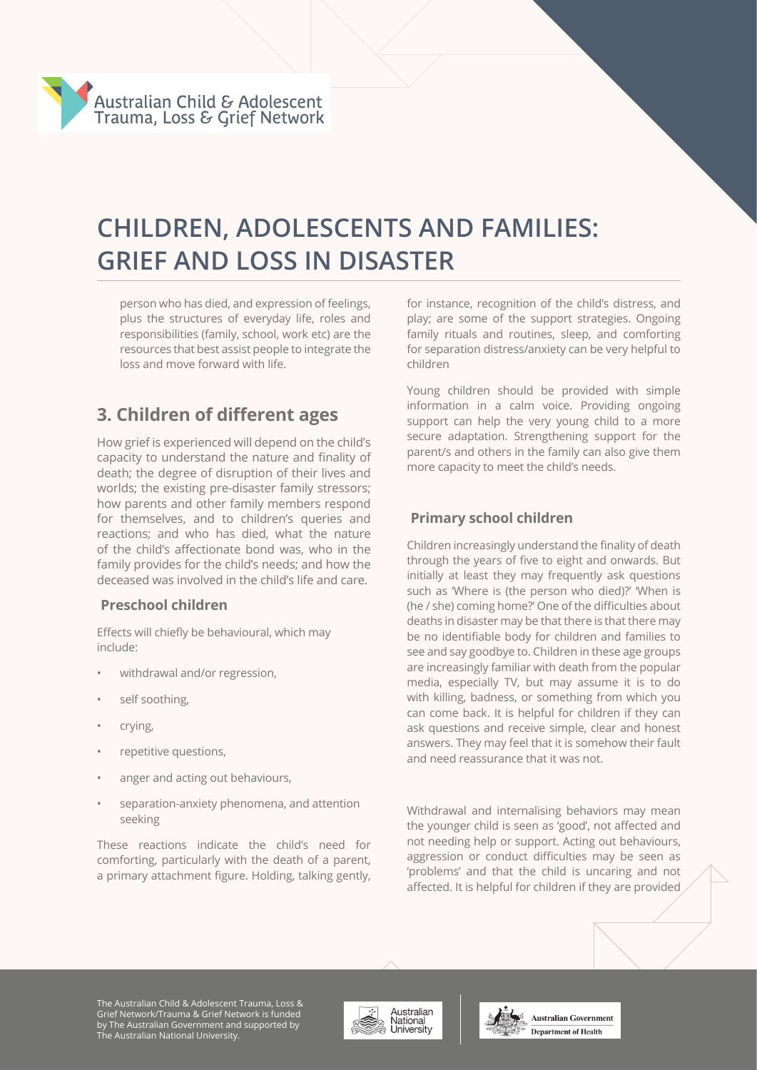person who has died, and expression of feelings, plus the structures of everyday life, roles and responsibilities (family, school, work etc) are the resources that best assist people to integrate the loss and move forward with life.

## 3. Children of different ages

How grief is experienced will depend on the child's capacity to understand the nature and finality of death; the degree of disruption of their lives and worlds; the existing pre-disaster family stressors; how parents and other family members respond for themselves, and to children's queries and reactions; and who has died, what the nature of the child's affectionate bond was, who in the family provides for the child's needs; and how the deceased was involved in the child's life and care.

### Preschool children

Effects will chiefly be behavioural, which may include:

- withdrawal and/or regression,
- self soothing,
- crying,
- repetitive questions,
- anger and acting out behaviours,
- separation-anxiety phenomena, and attention seeking

These reactions indicate the child's need for comforting, particularly with the death of a parent, a primary attachment figure. Holding, talking gently, for instance, recognition of the child's distress, and play; are some of the support strategies. Ongoing family rituals and routines, sleep, and comforting for separation distress/anxiety can be very helpful to children

Young children should be provided with simple information in a calm voice. Providing ongoing support can help the very young child to a more secure adaptation. Strengthening support for the parent/s and others in the family can also give them more capacity to meet the child's needs.

### Primary school children

Children increasingly understand the finality of death through the years of five to eight and onwards. But initially at least they may frequently ask questions such as 'Where is (the person who died)?' 'When is (he / she) coming home?' One of the difficulties about deaths in disaster may be that there is that there may be no identifiable body for children and families to see and say goodbye to. Children in these age groups are increasingly familiar with death from the popular media, especially TV, but may assume it is to do with killing, badness, or something from which you can come back. It is helpful for children if they can ask questions and receive simple, clear and honest answers. They may feel that it is somehow their fault and need reassurance that it was not.

Withdrawal and internalising behaviors may mean the younger child is seen as 'good', not affected and not needing help or support. Acting out behaviours, aggression or conduct difficulties may be seen as 'problems' and that the child is uncaring and not affected. It is helpful for children if they are provided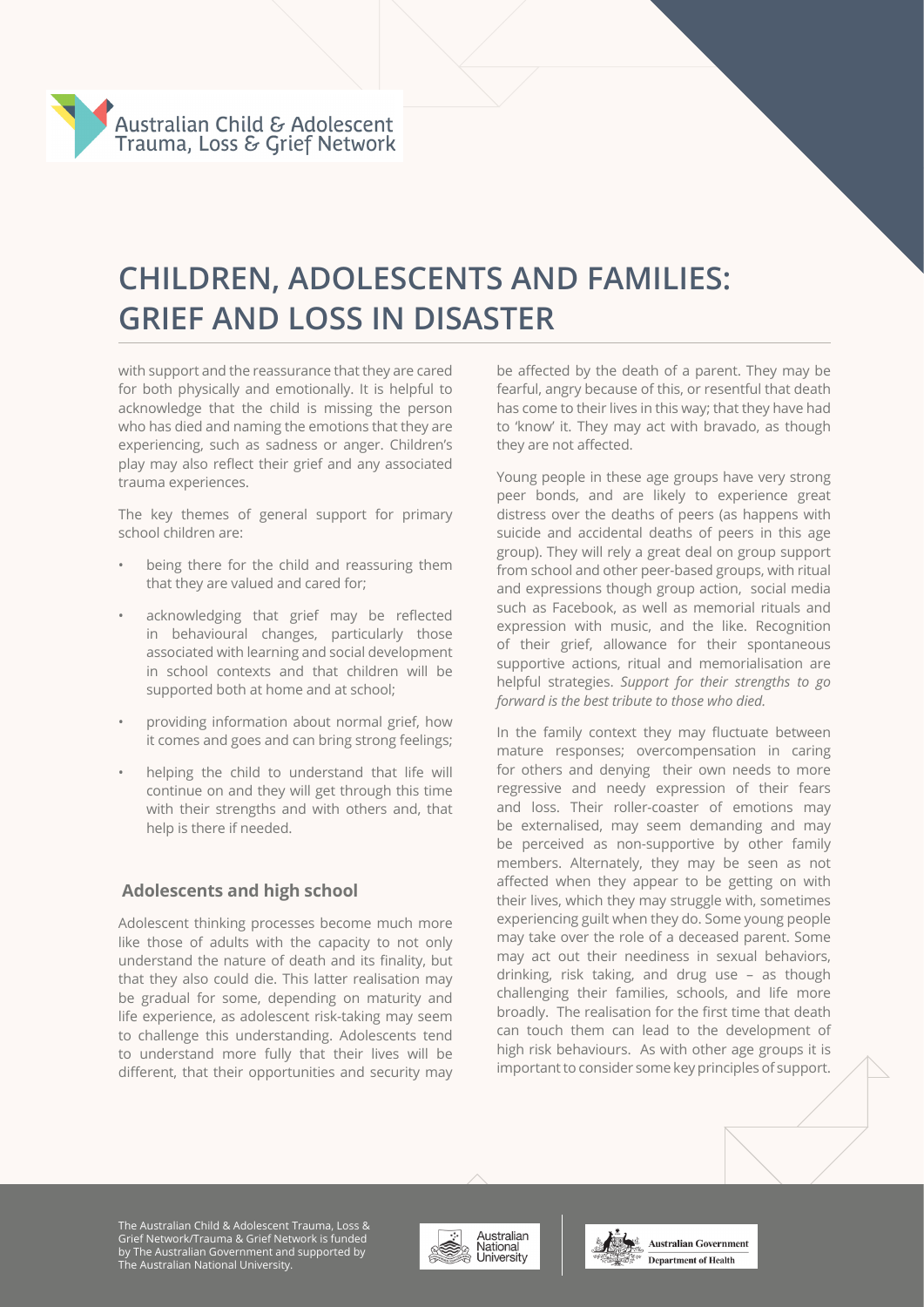# CHILDREN, ADOLESCENTS AND FAMILIES: GRIEF AND LOSS IN DISASTER

with support and the reassurance that they are cared for both physically and emotionally. It is helpful to acknowledge that the child is missing the person who has died and naming the emotions that they are experiencing, such as sadness or anger. Children's play may also reflect their grief and any associated trauma experiences.

The key themes of general support for primary school children are:

- being there for the child and reassuring them that they are valued and cared for;
- acknowledging that grief may be reflected in behavioural changes, particularly those associated with learning and social development in school contexts and that children will be supported both at home and at school;
- providing information about normal grief, how it comes and goes and can bring strong feelings;
- helping the child to understand that life will continue on and they will get through this time with their strengths and with others and, that help is there if needed.

## Adolescents and high school

Adolescent thinking processes become much more like those of adults with the capacity to not only understand the nature of death and its finality, but that they also could die. This latter realisation may be gradual for some, depending on maturity and life experience, as adolescent risk-taking may seem to challenge this understanding. Adolescents tend to understand more fully that their lives will be different, that their opportunities and security may be affected by the death of a parent. They may be fearful, angry because of this, or resentful that death has come to their lives in this way; that they have had to 'know' it. They may act with bravado, as though they are not affected.

Young people in these age groups have very strong peer bonds, and are likely to experience great distress over the deaths of peers (as happens with suicide and accidental deaths of peers in this age group). They will rely a great deal on group support from school and other peer-based groups, with ritual and expressions though group action, social media such as Facebook, as well as memorial rituals and expression with music, and the like. Recognition of their grief, allowance for their spontaneous supportive actions, ritual and memorialisation are helpful strategies. *Support for their strengths to go forward is the best tribute to those who died.*

In the family context they may fluctuate between mature responses; overcompensation in caring for others and denying their own needs to more regressive and needy expression of their fears and loss. Their roller-coaster of emotions may be externalised, may seem demanding and may be perceived as non-supportive by other family members. Alternately, they may be seen as not affected when they appear to be getting on with their lives, which they may struggle with, sometimes experiencing guilt when they do. Some young people may take over the role of a deceased parent. Some may act out their neediness in sexual behaviors, drinking, risk taking, and drug use – as though challenging their families, schools, and life more broadly. The realisation for the first time that death can touch them can lead to the development of high risk behaviours. As with other age groups it is important to consider some key principles of support.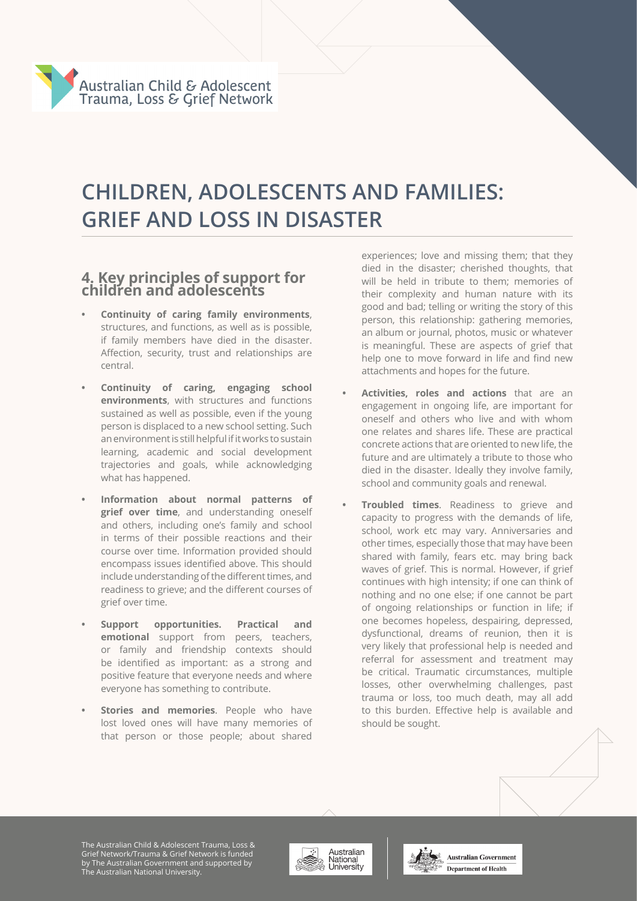# CHILDREN, ADOLESCENTS AND FAMILIES: GRIEF AND LOSS IN DISASTER

## 4. Key principles of support for children and adolescents

- **Continuity of caring family environments**, structures, and functions, as well as is possible, if family members have died in the disaster. Affection, security, trust and relationships are central.
- **Continuity of caring, engaging school environments**, with structures and functions sustained as well as possible, even if the young person is displaced to a new school setting. Such an environment is still helpful if it works to sustain learning, academic and social development trajectories and goals, while acknowledging what has happened.
- **Information about normal patterns of grief over time**, and understanding oneself and others, including one's family and school in terms of their possible reactions and their course over time. Information provided should encompass issues identified above. This should include understanding of the different times, and readiness to grieve; and the different courses of grief over time.
- **Support opportunities. Practical and emotional** support from peers, teachers, or family and friendship contexts should be identified as important: as a strong and positive feature that everyone needs and where everyone has something to contribute.
- **Stories and memories**. People who have lost loved ones will have many memories of that person or those people; about shared experiences; love and missing them; that they died in the disaster; cherished thoughts, that will be held in tribute to them; memories of their complexity and human nature with its good and bad; telling or writing the story of this person, this relationship: gathering memories, an album or journal, photos, music or whatever is meaningful. These are aspects of grief that help one to move forward in life and find new attachments and hopes for the future.
- **Activities, roles and actions** that are an engagement in ongoing life, are important for oneself and others who live and with whom one relates and shares life. These are practical concrete actions that are oriented to new life, the future and are ultimately a tribute to those who died in the disaster. Ideally they involve family, school and community goals and renewal.
- **Troubled times**. Readiness to grieve and capacity to progress with the demands of life, school, work etc may vary. Anniversaries and other times, especially those that may have been shared with family, fears etc. may bring back waves of grief. This is normal. However, if grief continues with high intensity; if one can think of nothing and no one else; if one cannot be part of ongoing relationships or function in life; if one becomes hopeless, despairing, depressed, dysfunctional, dreams of reunion, then it is very likely that professional help is needed and referral for assessment and treatment may be critical. Traumatic circumstances, multiple losses, other overwhelming challenges, past trauma or loss, too much death, may all add to this burden. Effective help is available and should be sought.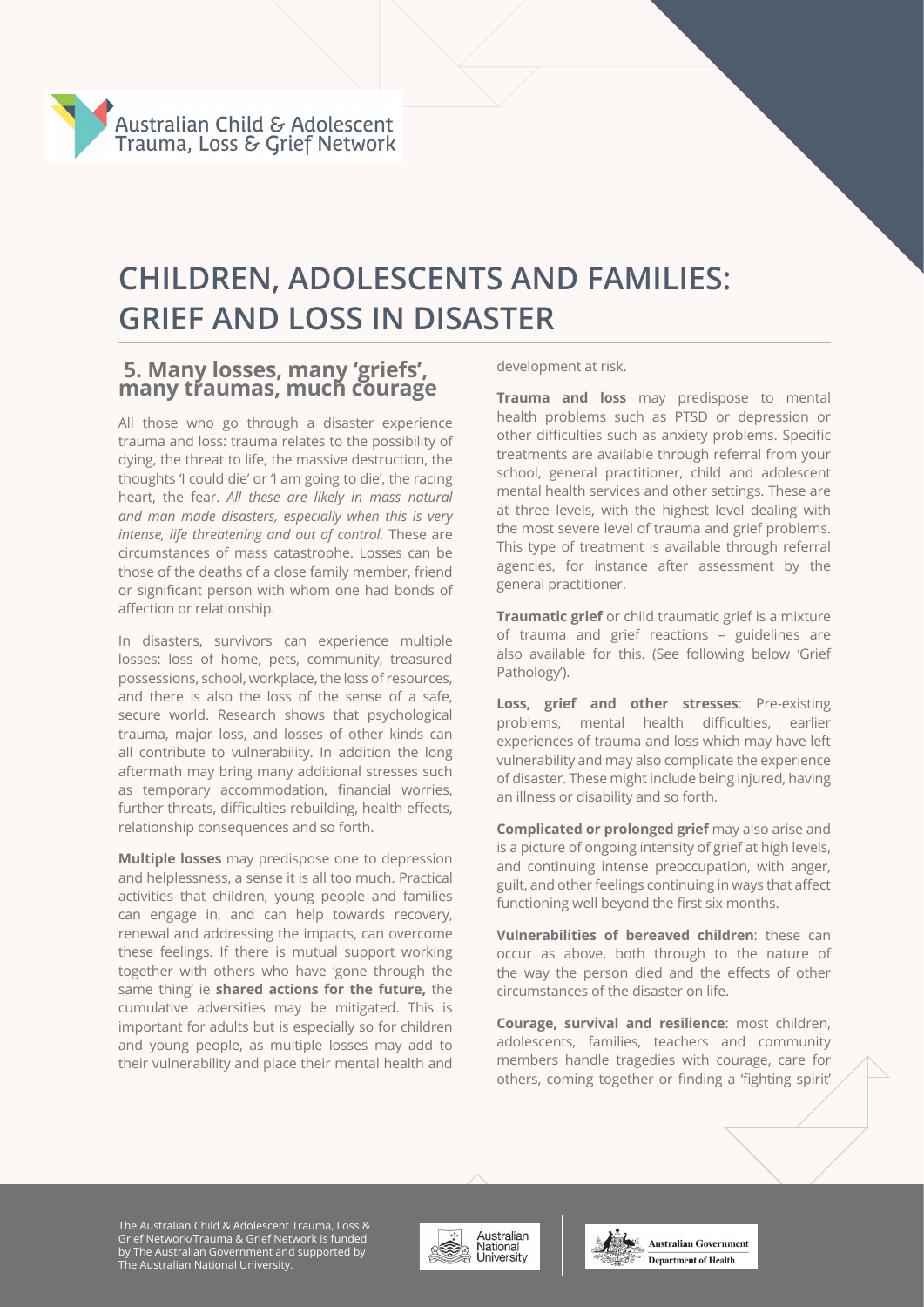# CHILDREN, ADOLESCENTS AND FAMILIES: GRIEF AND LOSS IN DISASTER

## 5. Many losses, many 'griefs', many traumas, much courage

All those who go through a disaster experience trauma and loss: trauma relates to the possibility of dying, the threat to life, the massive destruction, the thoughts 'I could die' or 'I am going to die', the racing heart, the fear. *All these are likely in mass natural and man made disasters, especially when this is very intense, life threatening and out of control.* These are circumstances of mass catastrophe. Losses can be those of the deaths of a close family member, friend or significant person with whom one had bonds of affection or relationship.

In disasters, survivors can experience multiple losses: loss of home, pets, community, treasured possessions, school, workplace, the loss of resources, and there is also the loss of the sense of a safe, secure world. Research shows that psychological trauma, major loss, and losses of other kinds can all contribute to vulnerability. In addition the long aftermath may bring many additional stresses such as temporary accommodation, financial worries, further threats, difficulties rebuilding, health effects, relationship consequences and so forth.

**Multiple losses** may predispose one to depression and helplessness, a sense it is all too much. Practical activities that children, young people and families can engage in, and can help towards recovery, renewal and addressing the impacts, can overcome these feelings. If there is mutual support working together with others who have 'gone through the same thing' ie **shared actions for the future,** the cumulative adversities may be mitigated. This is important for adults but is especially so for children and young people, as multiple losses may add to their vulnerability and place their mental health and development at risk.

**Trauma and loss** may predispose to mental health problems such as PTSD or depression or other difficulties such as anxiety problems. Specific treatments are available through referral from your school, general practitioner, child and adolescent mental health services and other settings. These are at three levels, with the highest level dealing with the most severe level of trauma and grief problems. This type of treatment is available through referral agencies, for instance after assessment by the general practitioner.

**Traumatic grief** or child traumatic grief is a mixture of trauma and grief reactions – guidelines are also available for this. (See following below 'Grief Pathology').

**Loss, grief and other stresses**: Pre-existing problems, mental health difficulties, earlier experiences of trauma and loss which may have left vulnerability and may also complicate the experience of disaster. These might include being injured, having an illness or disability and so forth.

**Complicated or prolonged grief** may also arise and is a picture of ongoing intensity of grief at high levels, and continuing intense preoccupation, with anger, guilt, and other feelings continuing in ways that affect functioning well beyond the first six months.

**Vulnerabilities of bereaved children**: these can occur as above, both through to the nature of the way the person died and the effects of other circumstances of the disaster on life.

**Courage, survival and resilience**: most children, adolescents, families, teachers and community members handle tragedies with courage, care for others, coming together or finding a 'fighting spirit'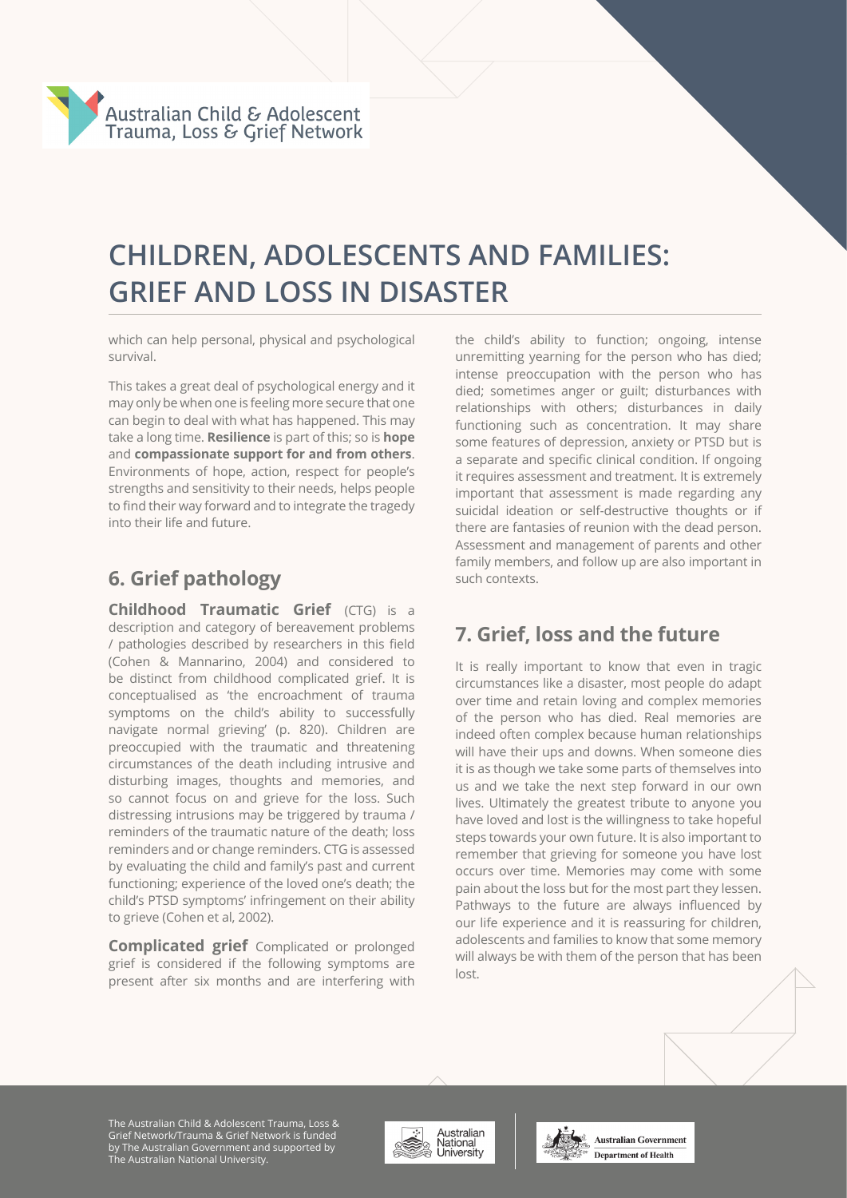which can help personal, physical and psychological survival.

This takes a great deal of psychological energy and it may only be when one is feeling more secure that one can begin to deal with what has happened. This may take a long time. **Resilience** is part of this; so is **hope** and **compassionate support for and from others**. Environments of hope, action, respect for people's strengths and sensitivity to their needs, helps people to find their way forward and to integrate the tragedy into their life and future.

## 6. Grief pathology

**Childhood Traumatic Grief** (CTG) is a description and category of bereavement problems / pathologies described by researchers in this field (Cohen & Mannarino, 2004) and considered to be distinct from childhood complicated grief. It is conceptualised as 'the encroachment of trauma symptoms on the child's ability to successfully navigate normal grieving' (p. 820). Children are preoccupied with the traumatic and threatening circumstances of the death including intrusive and disturbing images, thoughts and memories, and so cannot focus on and grieve for the loss. Such distressing intrusions may be triggered by trauma / reminders of the traumatic nature of the death; loss reminders and or change reminders. CTG is assessed by evaluating the child and family's past and current functioning; experience of the loved one's death; the child's PTSD symptoms' infringement on their ability to grieve (Cohen et al, 2002).

**Complicated grief** Complicated or prolonged grief is considered if the following symptoms are present after six months and are interfering with the child's ability to function; ongoing, intense unremitting yearning for the person who has died; intense preoccupation with the person who has died; sometimes anger or guilt; disturbances with relationships with others; disturbances in daily functioning such as concentration. It may share some features of depression, anxiety or PTSD but is a separate and specific clinical condition. If ongoing it requires assessment and treatment. It is extremely important that assessment is made regarding any suicidal ideation or self-destructive thoughts or if there are fantasies of reunion with the dead person. Assessment and management of parents and other family members, and follow up are also important in such contexts.

## 7. Grief, loss and the future

It is really important to know that even in tragic circumstances like a disaster, most people do adapt over time and retain loving and complex memories of the person who has died. Real memories are indeed often complex because human relationships will have their ups and downs. When someone dies it is as though we take some parts of themselves into us and we take the next step forward in our own lives. Ultimately the greatest tribute to anyone you have loved and lost is the willingness to take hopeful steps towards your own future. It is also important to remember that grieving for someone you have lost occurs over time. Memories may come with some pain about the loss but for the most part they lessen. Pathways to the future are always influenced by our life experience and it is reassuring for children, adolescents and families to know that some memory will always be with them of the person that has been lost.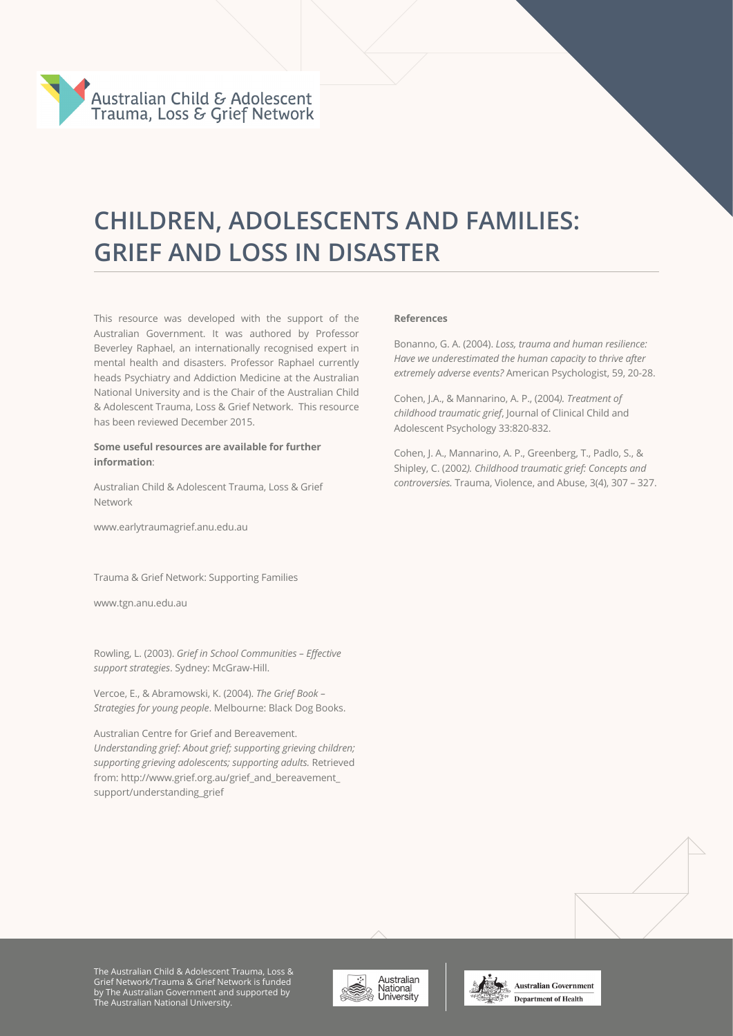Australian Child & Adolescent Trauma, Loss & Grief Network

# CHILDREN, ADOLESCENTS AND FAMILIES: GRIEF AND LOSS IN DISASTER

This resource was developed with the support of the Australian Government. It was authored by Professor Beverley Raphael, an internationally recognised expert in mental health and disasters. Professor Raphael currently heads Psychiatry and Addiction Medicine at the Australian National University and is the Chair of the Australian Child & Adolescent Trauma, Loss & Grief Network. This resource has been reviewed December 2015.

**Some useful resources are available for further information**:

Australian Child & Adolescent Trauma, Loss & Grief Network

www.earlytraumagrief.anu.edu.au

Trauma & Grief Network: Supporting Families

www.tgn.anu.edu.au

Rowling, L. (2003). *Grief in School Communities – Effective support strategies*. Sydney: McGraw-Hill.

Vercoe, E., & Abramowski, K. (2004). *The Grief Book – Strategies for young people*. Melbourne: Black Dog Books.

Australian Centre for Grief and Bereavement. *Understanding grief: About grief; supporting grieving children; supporting grieving adolescents; supporting adults.* Retrieved from: http://www.grief.org.au/grief_and_bereavement_support/understanding_grief

**References**

Bonanno, G. A. (2004). *Loss, trauma and human resilience: Have we underestimated the human capacity to thrive after extremely adverse events?* American Psychologist, 59, 20-28.

Cohen, J.A., & Mannarino, A. P., (2004*). Treatment of childhood traumatic grief*, Journal of Clinical Child and Adolescent Psychology 33:820-832.

Cohen, J. A., Mannarino, A. P., Greenberg, T., Padlo, S., & Shipley, C. (2002*). Childhood traumatic grief: Concepts and controversies.* Trauma, Violence, and Abuse, 3(4), 307 – 327.

The Australian Child & Adolescent Trauma, Loss & Grief Network/Trauma & Grief Network is funded by The Australian Government and supported by The Australian National University.

Australian National University

Australian Government Department of Health